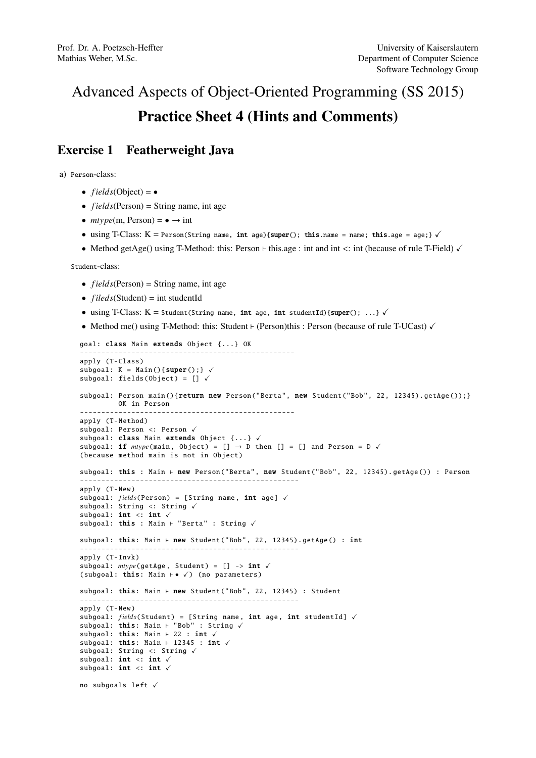Prof. Dr. A. Poetzsch-Heffter
Mathias Weber, M.Sc.

University of Kaiserslautern
Department of Computer Science
Software Technology Group

# Advanced Aspects of Object-Oriented Programming (SS 2015)

# Practice Sheet 4 (Hints and Comments)

## Exercise 1 Featherweight Java

a) `Person`-class:

- $fields$(Object) = •
- $fields$(Person) = String name, int age
- $mtype$(m, Person) = • → int
- using T-Class: K = `Person(String name, int age){super(); this.name = name; this.age = age;}` ✓
- Method getAge() using T-Method: this: Person ⊢ this.age : int and int <: int (because of rule T-Field) ✓

`Student`-class:

- $fields$(Person) = String name, int age
- $fileds$(Student) = int studentId
- using T-Class: K = `Student(String name, int age, int studentId){super(); ...}` ✓
- Method me() using T-Method: this: Student ⊢ (Person)this : Person (because of rule T-UCast) ✓

```
goal: class Main extends Object {...} OK
--------------------------------------------------
apply (T-Class)
subgoal: K = Main(){super();} ✓
subgoal: fields(Object) = [] ✓

subgoal: Person main(){return new Person("Berta", new Student("Bob", 22, 12345).getAge());}
         OK in Person
--------------------------------------------------
apply (T-Method)
subgoal: Person <: Person ✓
subgoal: class Main extends Object {...} ✓
subgoal: if mtype(main, Object) = [] → D then [] = [] and Person = D ✓
(because method main is not in Object)

subgoal: this : Main ⊢ new Person("Berta", new Student("Bob", 22, 12345).getAge()) : Person
---------------------------------------------------
apply (T-New)
subgoal: fields(Person) = [String name, int age] ✓
subgoal: String <: String ✓
subgoal: int <: int ✓
subgoal: this : Main ⊢ "Berta" : String ✓

subgoal: this: Main ⊢ new Student("Bob", 22, 12345).getAge() : int
---------------------------------------------------
apply (T-Invk)
subgoal: mtype(getAge, Student) = [] -> int ✓
(subgoal: this: Main ⊢ • ✓) (no parameters)

subgoal: this: Main ⊢ new Student("Bob", 22, 12345) : Student
---------------------------------------------------
apply (T-New)
subgoal: fields(Student) = [String name, int age, int studentId] ✓
subgoal: this: Main ⊢ "Bob" : String ✓
subgaol: this: Main ⊢ 22 : int ✓
subgoal: this: Main ⊢ 12345 : int ✓
subgoal: String <: String ✓
subgoal: int <: int ✓
subgoal: int <: int ✓

no subgoals left ✓
```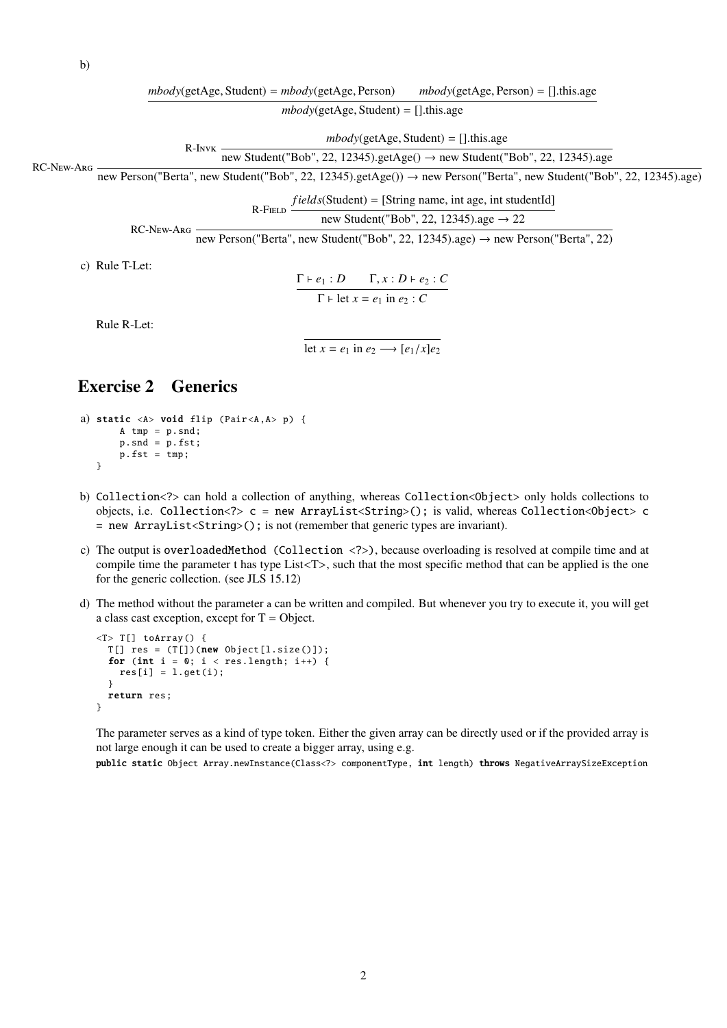b)

$$\frac{mbody(\text{getAge}, \text{Student}) = mbody(\text{getAge}, \text{Person}) \qquad mbody(\text{getAge}, \text{Person}) = [].\text{this.age}}{mbody(\text{getAge}, \text{Student}) = [].\text{this.age}}$$

$$\text{RC-New-Arg}\ \dfrac{\text{R-Invk}\ \dfrac{mbody(\text{getAge}, \text{Student}) = [].\text{this.age}}{\text{new Student("Bob", 22, 12345).getAge()} \rightarrow \text{new Student("Bob", 22, 12345).age}}}{\text{new Person("Berta", new Student("Bob", 22, 12345).getAge())} \rightarrow \text{new Person("Berta", new Student("Bob", 22, 12345).age)}}$$

$$\text{RC-New-Arg}\ \dfrac{\text{R-Field}\ \dfrac{fields(\text{Student}) = [\text{String name, int age, int studentId}]}{\text{new Student("Bob", 22, 12345).age} \rightarrow 22}}{\text{new Person("Berta", new Student("Bob", 22, 12345).age)} \rightarrow \text{new Person("Berta", 22)}}$$

c) Rule T-Let:

$$\frac{\Gamma \vdash e_1 : D \qquad \Gamma, x : D \vdash e_2 : C}{\Gamma \vdash \text{let } x = e_1 \text{ in } e_2 : C}$$

Rule R-Let:

$$\frac{}{\text{let } x = e_1 \text{ in } e_2 \longrightarrow [e_1/x]e_2}$$

## Exercise 2 Generics

a)
```
static <A> void flip (Pair<A,A> p) {
     A tmp = p.snd;
     p.snd = p.fst;
     p.fst = tmp;
}
```

b) Collection<?> can hold a collection of anything, whereas Collection<Object> only holds collections to objects, i.e. `Collection<?> c = new ArrayList<String>();` is valid, whereas `Collection<Object> c = new ArrayList<String>();` is not (remember that generic types are invariant).

c) The output is `overloadedMethod (Collection <?>)`, because overloading is resolved at compile time and at compile time the parameter t has type List<T>, such that the most specific method that can be applied is the one for the generic collection. (see JLS 15.12)

d) The method without the parameter a can be written and compiled. But whenever you try to execute it, you will get a class cast exception, except for T = Object.

```
<T> T[] toArray() {
  T[] res = (T[])(new Object[l.size()]);
  for (int i = 0; i < res.length; i++) {
    res[i] = l.get(i);
  }
  return res;
}
```

The parameter serves as a kind of type token. Either the given array can be directly used or if the provided array is not large enough it can be used to create a bigger array, using e.g.

`public static Object Array.newInstance(Class<?> componentType, int length) throws NegativeArraySizeException`